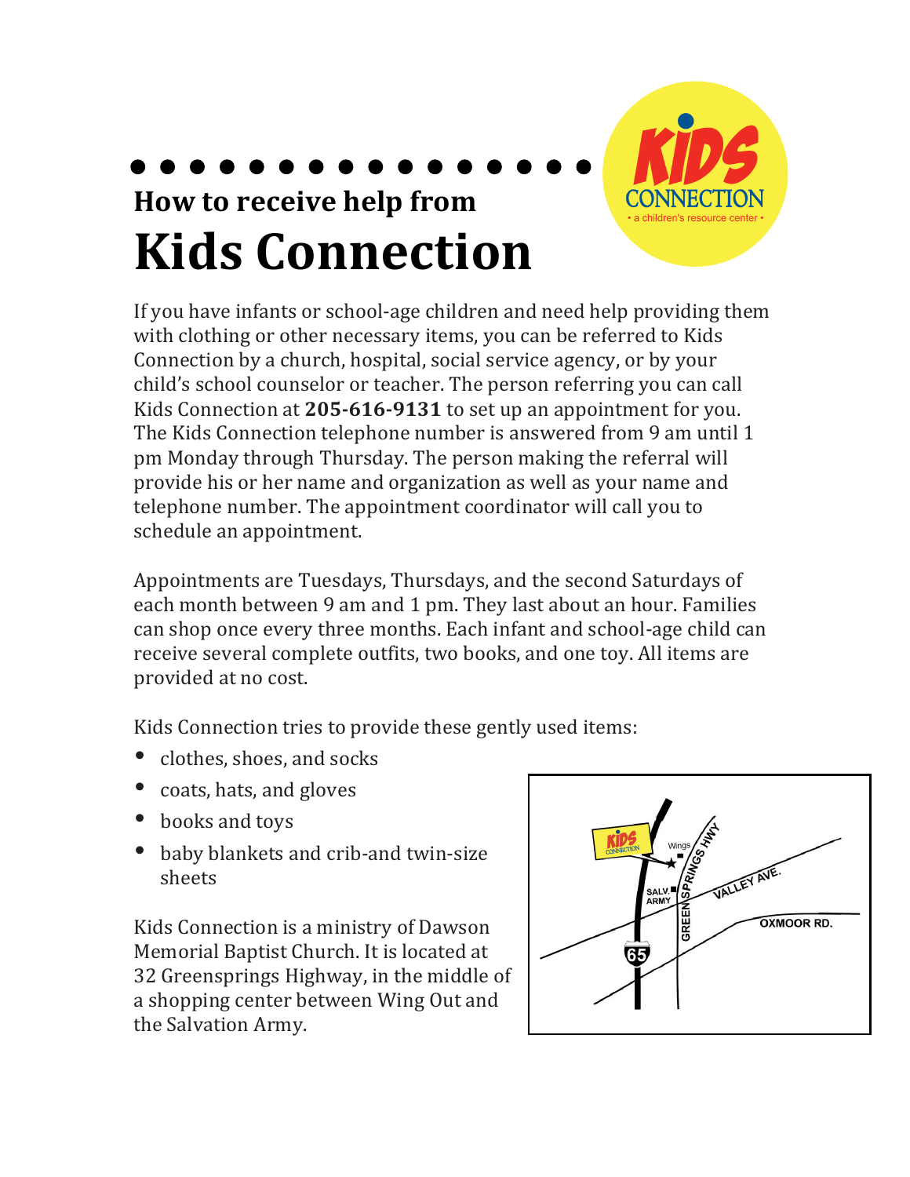## How to receive help from

# Kids Connection

If you have infants or school-age children and need help providing them with clothing or other necessary items, you can be referred to Kids Connection by a church, hospital, social service agency, or by your child's school counselor or teacher. The person referring you can call Kids Connection at **205-616-9131** to set up an appointment for you. The Kids Connection telephone number is answered from 9 am until 1 pm Monday through Thursday. The person making the referral will provide his or her name and organization as well as your name and telephone number. The appointment coordinator will call you to schedule an appointment.

Appointments are Tuesdays, Thursdays, and the second Saturdays of each month between 9 am and 1 pm. They last about an hour. Families can shop once every three months. Each infant and school-age child can receive several complete outfits, two books, and one toy. All items are provided at no cost.

Kids Connection tries to provide these gently used items:

- clothes, shoes, and socks
- coats, hats, and gloves
- books and toys
- baby blankets and crib-and twin-size sheets

Kids Connection is a ministry of Dawson Memorial Baptist Church. It is located at 32 Greensprings Highway, in the middle of a shopping center between Wing Out and the Salvation Army.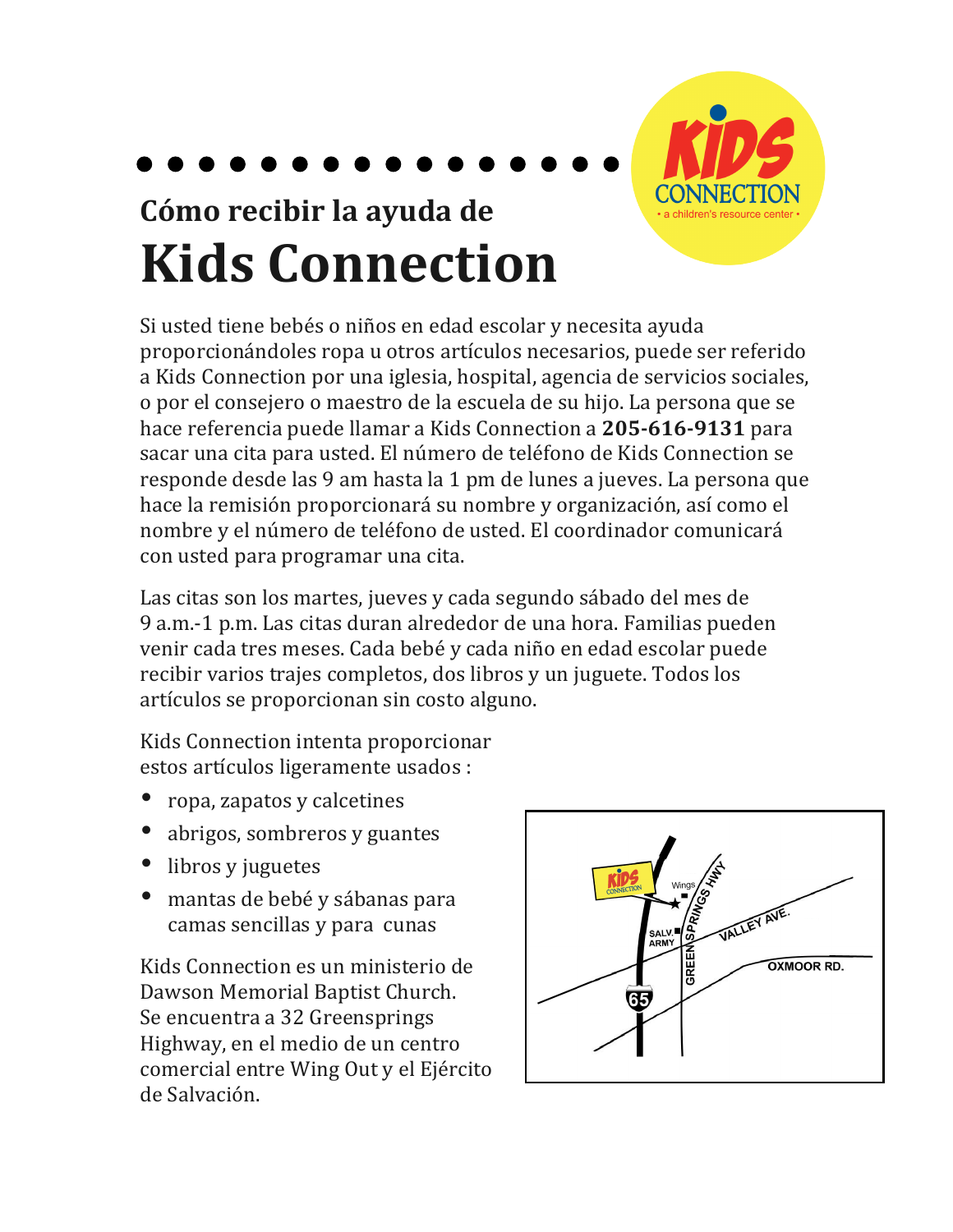## Cómo recibir la ayuda de

# Kids Connection

Si usted tiene bebés o niños en edad escolar y necesita ayuda proporcionándoles ropa u otros artículos necesarios, puede ser referido a Kids Connection por una iglesia, hospital, agencia de servicios sociales, o por el consejero o maestro de la escuela de su hijo. La persona que se hace referencia puede llamar a Kids Connection a **205-616-9131** para sacar una cita para usted. El número de teléfono de Kids Connection se responde desde las 9 am hasta la 1 pm de lunes a jueves. La persona que hace la remisión proporcionará su nombre y organización, así como el nombre y el número de teléfono de usted. El coordinador comunicará con usted para programar una cita.

Las citas son los martes, jueves y cada segundo sábado del mes de 9 a.m.-1 p.m. Las citas duran alrededor de una hora. Familias pueden venir cada tres meses. Cada bebé y cada niño en edad escolar puede recibir varios trajes completos, dos libros y un juguete. Todos los artículos se proporcionan sin costo alguno.

Kids Connection intenta proporcionar estos artículos ligeramente usados :

- ropa, zapatos y calcetines
- abrigos, sombreros y guantes
- libros y juguetes
- mantas de bebé y sábanas para camas sencillas y para cunas

Kids Connection es un ministerio de Dawson Memorial Baptist Church. Se encuentra a 32 Greensprings Highway, en el medio de un centro comercial entre Wing Out y el Ejército de Salvación.

KIDS CONNECTION
Wings
SALV. ARMY
GREENSPRINGS HWY
VALLEY AVE.
OXMOOR RD.
65